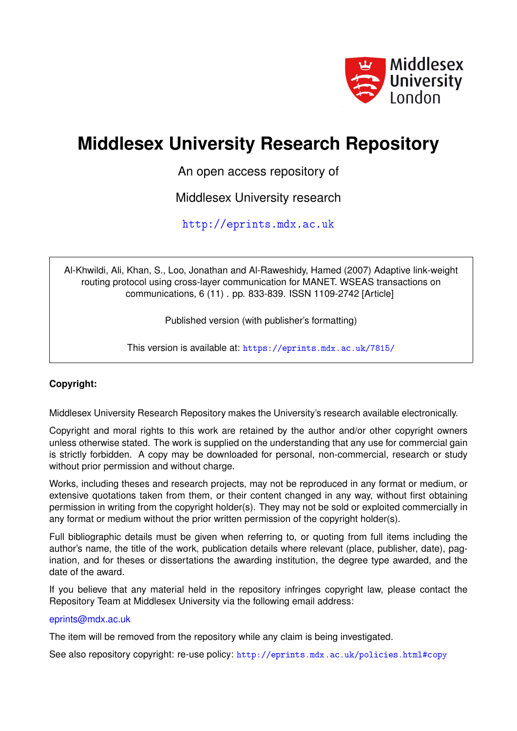Middlesex University London

# Middlesex University Research Repository

An open access repository of

Middlesex University research

http://eprints.mdx.ac.uk

Al-Khwildi, Ali, Khan, S., Loo, Jonathan and Al-Raweshidy, Hamed (2007) Adaptive link-weight routing protocol using cross-layer communication for MANET. WSEAS transactions on communications, 6 (11) . pp. 833-839. ISSN 1109-2742 [Article]

Published version (with publisher's formatting)

This version is available at: https://eprints.mdx.ac.uk/7815/

**Copyright:**

Middlesex University Research Repository makes the University's research available electronically.

Copyright and moral rights to this work are retained by the author and/or other copyright owners unless otherwise stated. The work is supplied on the understanding that any use for commercial gain is strictly forbidden. A copy may be downloaded for personal, non-commercial, research or study without prior permission and without charge.

Works, including theses and research projects, may not be reproduced in any format or medium, or extensive quotations taken from them, or their content changed in any way, without first obtaining permission in writing from the copyright holder(s). They may not be sold or exploited commercially in any format or medium without the prior written permission of the copyright holder(s).

Full bibliographic details must be given when referring to, or quoting from full items including the author's name, the title of the work, publication details where relevant (place, publisher, date), pagination, and for theses or dissertations the awarding institution, the degree type awarded, and the date of the award.

If you believe that any material held in the repository infringes copyright law, please contact the Repository Team at Middlesex University via the following email address:

eprints@mdx.ac.uk

The item will be removed from the repository while any claim is being investigated.

See also repository copyright: re-use policy: http://eprints.mdx.ac.uk/policies.html#copy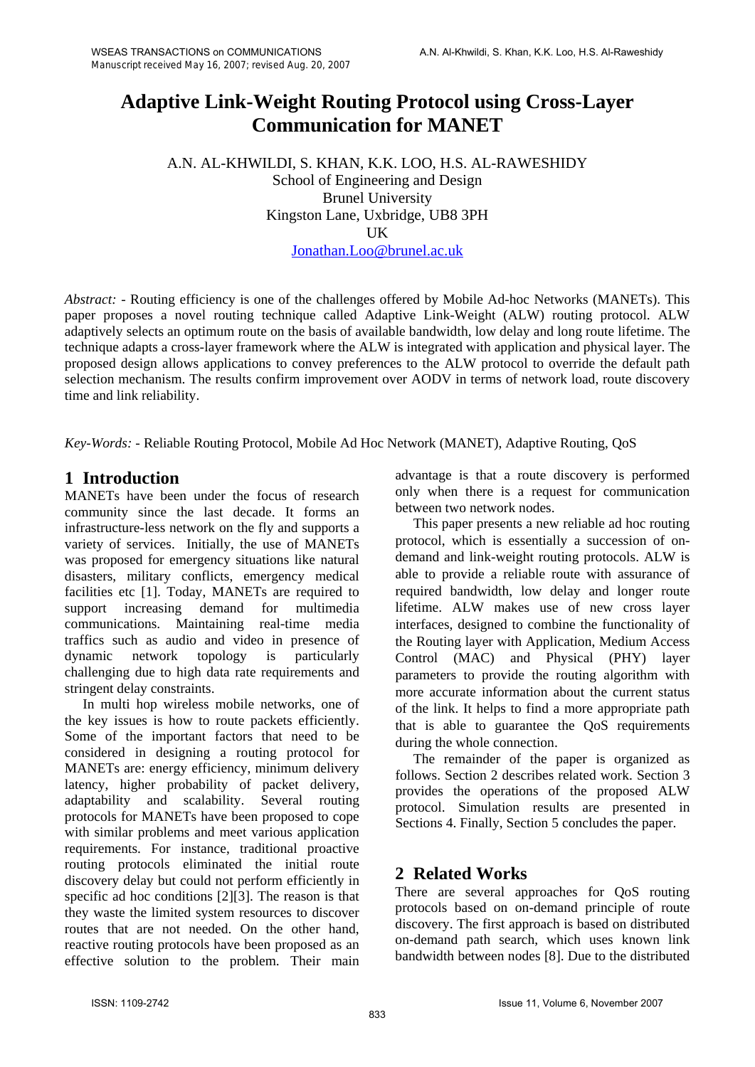# Adaptive Link-Weight Routing Protocol using Cross-Layer Communication for MANET

A.N. AL-KHWILDI, S. KHAN, K.K. LOO, H.S. AL-RAWESHIDY
School of Engineering and Design
Brunel University
Kingston Lane, Uxbridge, UB8 3PH
UK
Jonathan.Loo@brunel.ac.uk

*Abstract:* - Routing efficiency is one of the challenges offered by Mobile Ad-hoc Networks (MANETs). This paper proposes a novel routing technique called Adaptive Link-Weight (ALW) routing protocol. ALW adaptively selects an optimum route on the basis of available bandwidth, low delay and long route lifetime. The technique adapts a cross-layer framework where the ALW is integrated with application and physical layer. The proposed design allows applications to convey preferences to the ALW protocol to override the default path selection mechanism. The results confirm improvement over AODV in terms of network load, route discovery time and link reliability.

*Key-Words:* - Reliable Routing Protocol, Mobile Ad Hoc Network (MANET), Adaptive Routing, QoS

## 1 Introduction

MANETs have been under the focus of research community since the last decade. It forms an infrastructure-less network on the fly and supports a variety of services. Initially, the use of MANETs was proposed for emergency situations like natural disasters, military conflicts, emergency medical facilities etc [1]. Today, MANETs are required to support increasing demand for multimedia communications. Maintaining real-time media traffics such as audio and video in presence of dynamic network topology is particularly challenging due to high data rate requirements and stringent delay constraints.

In multi hop wireless mobile networks, one of the key issues is how to route packets efficiently. Some of the important factors that need to be considered in designing a routing protocol for MANETs are: energy efficiency, minimum delivery latency, higher probability of packet delivery, adaptability and scalability. Several routing protocols for MANETs have been proposed to cope with similar problems and meet various application requirements. For instance, traditional proactive routing protocols eliminated the initial route discovery delay but could not perform efficiently in specific ad hoc conditions [2][3]. The reason is that they waste the limited system resources to discover routes that are not needed. On the other hand, reactive routing protocols have been proposed as an effective solution to the problem. Their main advantage is that a route discovery is performed only when there is a request for communication between two network nodes.

This paper presents a new reliable ad hoc routing protocol, which is essentially a succession of on-demand and link-weight routing protocols. ALW is able to provide a reliable route with assurance of required bandwidth, low delay and longer route lifetime. ALW makes use of new cross layer interfaces, designed to combine the functionality of the Routing layer with Application, Medium Access Control (MAC) and Physical (PHY) layer parameters to provide the routing algorithm with more accurate information about the current status of the link. It helps to find a more appropriate path that is able to guarantee the QoS requirements during the whole connection.

The remainder of the paper is organized as follows. Section 2 describes related work. Section 3 provides the operations of the proposed ALW protocol. Simulation results are presented in Sections 4. Finally, Section 5 concludes the paper.

## 2 Related Works

There are several approaches for QoS routing protocols based on on-demand principle of route discovery. The first approach is based on distributed on-demand path search, which uses known link bandwidth between nodes [8]. Due to the distributed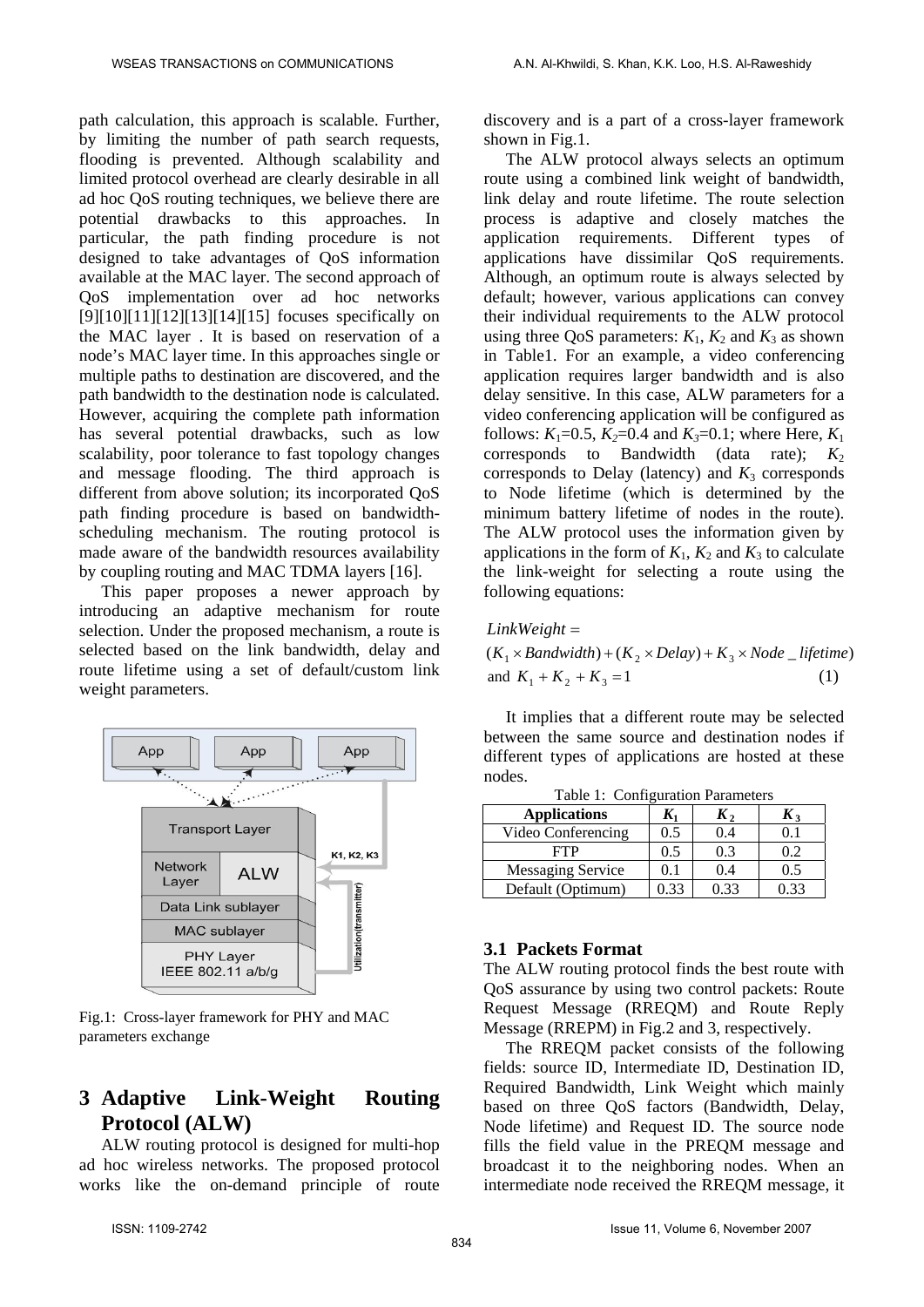path calculation, this approach is scalable. Further, by limiting the number of path search requests, flooding is prevented. Although scalability and limited protocol overhead are clearly desirable in all ad hoc QoS routing techniques, we believe there are potential drawbacks to this approaches. In particular, the path finding procedure is not designed to take advantages of QoS information available at the MAC layer. The second approach of QoS implementation over ad hoc networks [9][10][11][12][13][14][15] focuses specifically on the MAC layer . It is based on reservation of a node's MAC layer time. In this approaches single or multiple paths to destination are discovered, and the path bandwidth to the destination node is calculated. However, acquiring the complete path information has several potential drawbacks, such as low scalability, poor tolerance to fast topology changes and message flooding. The third approach is different from above solution; its incorporated QoS path finding procedure is based on bandwidth-scheduling mechanism. The routing protocol is made aware of the bandwidth resources availability by coupling routing and MAC TDMA layers [16].

This paper proposes a newer approach by introducing an adaptive mechanism for route selection. Under the proposed mechanism, a route is selected based on the link bandwidth, delay and route lifetime using a set of default/custom link weight parameters.

Fig.1: Cross-layer framework for PHY and MAC parameters exchange

## 3 Adaptive Link-Weight Routing Protocol (ALW)

ALW routing protocol is designed for multi-hop ad hoc wireless networks. The proposed protocol works like the on-demand principle of route discovery and is a part of a cross-layer framework shown in Fig.1.

The ALW protocol always selects an optimum route using a combined link weight of bandwidth, link delay and route lifetime. The route selection process is adaptive and closely matches the application requirements. Different types of applications have dissimilar QoS requirements. Although, an optimum route is always selected by default; however, various applications can convey their individual requirements to the ALW protocol using three QoS parameters: $K_1$, $K_2$ and $K_3$ as shown in Table1. For an example, a video conferencing application requires larger bandwidth and is also delay sensitive. In this case, ALW parameters for a video conferencing application will be configured as follows: $K_1$=0.5, $K_2$=0.4 and $K_3$=0.1; where Here, $K_1$ corresponds to Bandwidth (data rate); $K_2$ corresponds to Delay (latency) and $K_3$ corresponds to Node lifetime (which is determined by the minimum battery lifetime of nodes in the route). The ALW protocol uses the information given by applications in the form of $K_1$, $K_2$ and $K_3$ to calculate the link-weight for selecting a route using the following equations:

$$LinkWeight = (K_1 \times Bandwidth) + (K_2 \times Delay) + K_3 \times Node\_lifetime)$$
$$\text{and } K_1 + K_2 + K_3 = 1 \quad (1)$$

It implies that a different route may be selected between the same source and destination nodes if different types of applications are hosted at these nodes.

Table 1: Configuration Parameters

| Applications | $K_1$ | $K_2$ | $K_3$ |
|---|---|---|---|
| Video Conferencing | 0.5 | 0.4 | 0.1 |
| FTP | 0.5 | 0.3 | 0.2 |
| Messaging Service | 0.1 | 0.4 | 0.5 |
| Default (Optimum) | 0.33 | 0.33 | 0.33 |

### 3.1 Packets Format

The ALW routing protocol finds the best route with QoS assurance by using two control packets: Route Request Message (RREQM) and Route Reply Message (RREPM) in Fig.2 and 3, respectively.

The RREQM packet consists of the following fields: source ID, Intermediate ID, Destination ID, Required Bandwidth, Link Weight which mainly based on three QoS factors (Bandwidth, Delay, Node lifetime) and Request ID. The source node fills the field value in the PREQM message and broadcast it to the neighboring nodes. When an intermediate node received the RREQM message, it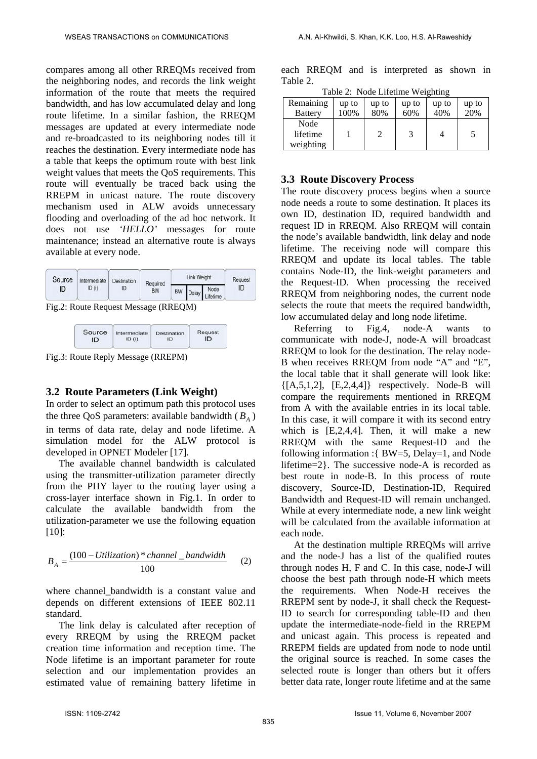compares among all other RREQMs received from the neighboring nodes, and records the link weight information of the route that meets the required bandwidth, and has low accumulated delay and long route lifetime. In a similar fashion, the RREQM messages are updated at every intermediate node and re-broadcasted to its neighboring nodes till it reaches the destination. Every intermediate node has a table that keeps the optimum route with best link weight values that meets the QoS requirements. This route will eventually be traced back using the RREPM in unicast nature. The route discovery mechanism used in ALW avoids unnecessary flooding and overloading of the ad hoc network. It does not use *'HELLO'* messages for route maintenance; instead an alternative route is always available at every node.

| Source ID | Intermediate ID (i) | Destination ID | Required BW | Link Weight | | | Request ID |
|---|---|---|---|---|---|---|---|
| | | | | BW | Delay | Node Lifetime | |

Fig.2: Route Request Message (RREQM)

| Source ID | Intermediate ID (i) | Destination ID | Request ID |
|---|---|---|---|

Fig.3: Route Reply Message (RREPM)

### 3.2 Route Parameters (Link Weight)

In order to select an optimum path this protocol uses the three QoS parameters: available bandwidth ($B_A$) in terms of data rate, delay and node lifetime. A simulation model for the ALW protocol is developed in OPNET Modeler [17].

The available channel bandwidth is calculated using the transmitter-utilization parameter directly from the PHY layer to the routing layer using a cross-layer interface shown in Fig.1. In order to calculate the available bandwidth from the utilization-parameter we use the following equation [10]:

$$B_A = \frac{(100 - Utilization) * channel\_bandwidth}{100} \qquad (2)$$

where channel_bandwidth is a constant value and depends on different extensions of IEEE 802.11 standard.

The link delay is calculated after reception of every RREQM by using the RREQM packet creation time information and reception time. The Node lifetime is an important parameter for route selection and our implementation provides an estimated value of remaining battery lifetime in each RREQM and is interpreted as shown in Table 2.

Table 2: Node Lifetime Weighting

| Remaining Battery | up to 100% | up to 80% | up to 60% | up to 40% | up to 20% |
|---|---|---|---|---|---|
| Node lifetime weighting | 1 | 2 | 3 | 4 | 5 |

### 3.3 Route Discovery Process

The route discovery process begins when a source node needs a route to some destination. It places its own ID, destination ID, required bandwidth and request ID in RREQM. Also RREQM will contain the node's available bandwidth, link delay and node lifetime. The receiving node will compare this RREQM and update its local tables. The table contains Node-ID, the link-weight parameters and the Request-ID. When processing the received RREQM from neighboring nodes, the current node selects the route that meets the required bandwidth, low accumulated delay and long node lifetime.

Referring to Fig.4, node-A wants to communicate with node-J, node-A will broadcast RREQM to look for the destination. The relay node-B when receives RREQM from node "A" and "E", the local table that it shall generate will look like: {[A,5,1,2], [E,2,4,4]} respectively. Node-B will compare the requirements mentioned in RREQM from A with the available entries in its local table. In this case, it will compare it with its second entry which is [E,2,4,4]. Then, it will make a new RREQM with the same Request-ID and the following information :{ BW=5, Delay=1, and Node lifetime=2}. The successive node-A is recorded as best route in node-B. In this process of route discovery, Source-ID, Destination-ID, Required Bandwidth and Request-ID will remain unchanged. While at every intermediate node, a new link weight will be calculated from the available information at each node.

At the destination multiple RREQMs will arrive and the node-J has a list of the qualified routes through nodes H, F and C. In this case, node-J will choose the best path through node-H which meets the requirements. When Node-H receives the RREPM sent by node-J, it shall check the Request-ID to search for corresponding table-ID and then update the intermediate-node-field in the RREPM and unicast again. This process is repeated and RREPM fields are updated from node to node until the original source is reached. In some cases the selected route is longer than others but it offers better data rate, longer route lifetime and at the same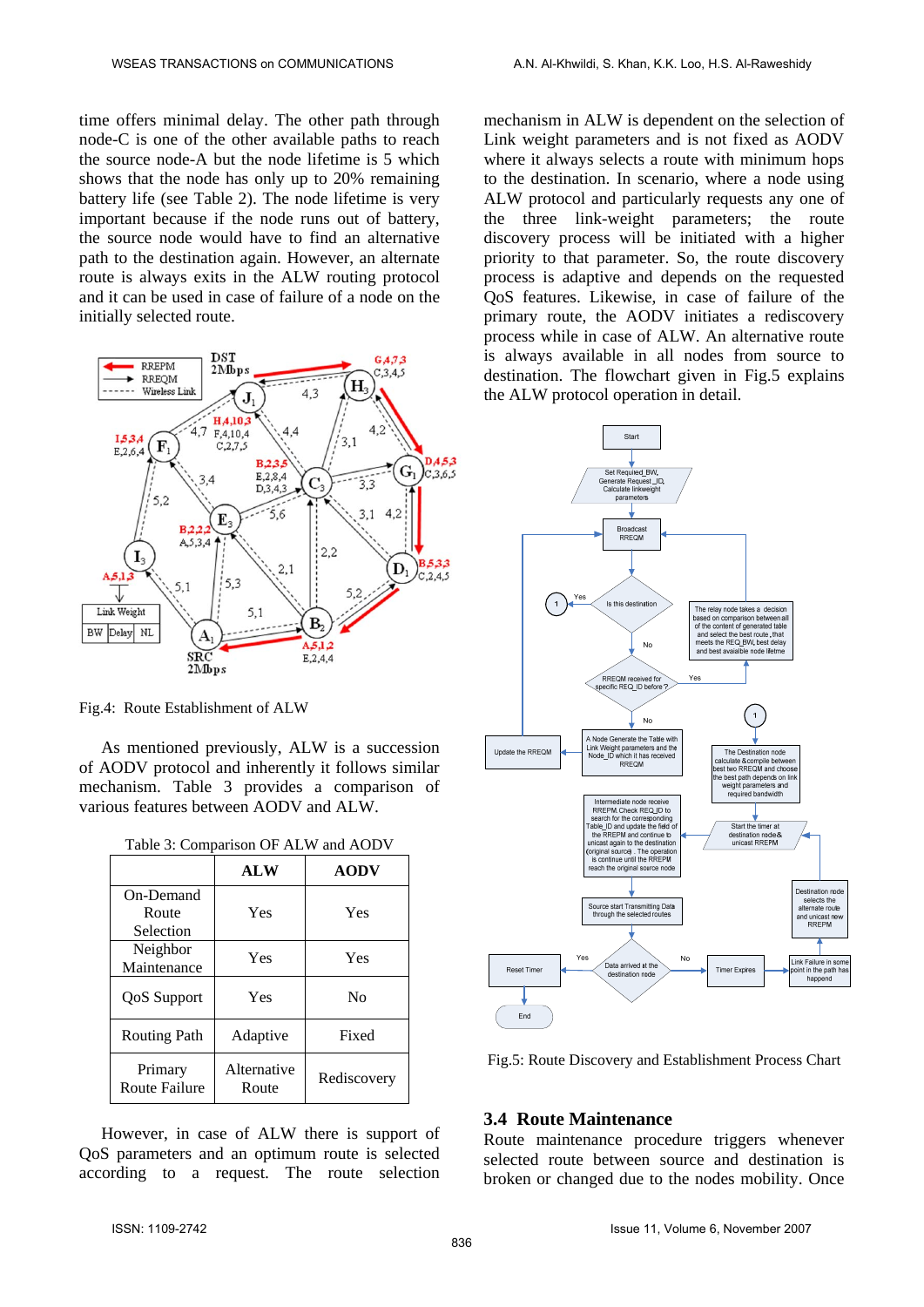time offers minimal delay. The other path through node-C is one of the other available paths to reach the source node-A but the node lifetime is 5 which shows that the node has only up to 20% remaining battery life (see Table 2). The node lifetime is very important because if the node runs out of battery, the source node would have to find an alternative path to the destination again. However, an alternate route is always exits in the ALW routing protocol and it can be used in case of failure of a node on the initially selected route.

Fig.4: Route Establishment of ALW

As mentioned previously, ALW is a succession of AODV protocol and inherently it follows similar mechanism. Table 3 provides a comparison of various features between AODV and ALW.

Table 3: Comparison OF ALW and AODV

| | ALW | AODV |
|---|---|---|
| On-Demand Route Selection | Yes | Yes |
| Neighbor Maintenance | Yes | Yes |
| QoS Support | Yes | No |
| Routing Path | Adaptive | Fixed |
| Primary Route Failure | Alternative Route | Rediscovery |

However, in case of ALW there is support of QoS parameters and an optimum route is selected according to a request. The route selection mechanism in ALW is dependent on the selection of Link weight parameters and is not fixed as AODV where it always selects a route with minimum hops to the destination. In scenario, where a node using ALW protocol and particularly requests any one of the three link-weight parameters; the route discovery process will be initiated with a higher priority to that parameter. So, the route discovery process is adaptive and depends on the requested QoS features. Likewise, in case of failure of the primary route, the AODV initiates a rediscovery process while in case of ALW. An alternative route is always available in all nodes from source to destination. The flowchart given in Fig.5 explains the ALW protocol operation in detail.

Fig.5: Route Discovery and Establishment Process Chart

### 3.4 Route Maintenance

Route maintenance procedure triggers whenever selected route between source and destination is broken or changed due to the nodes mobility. Once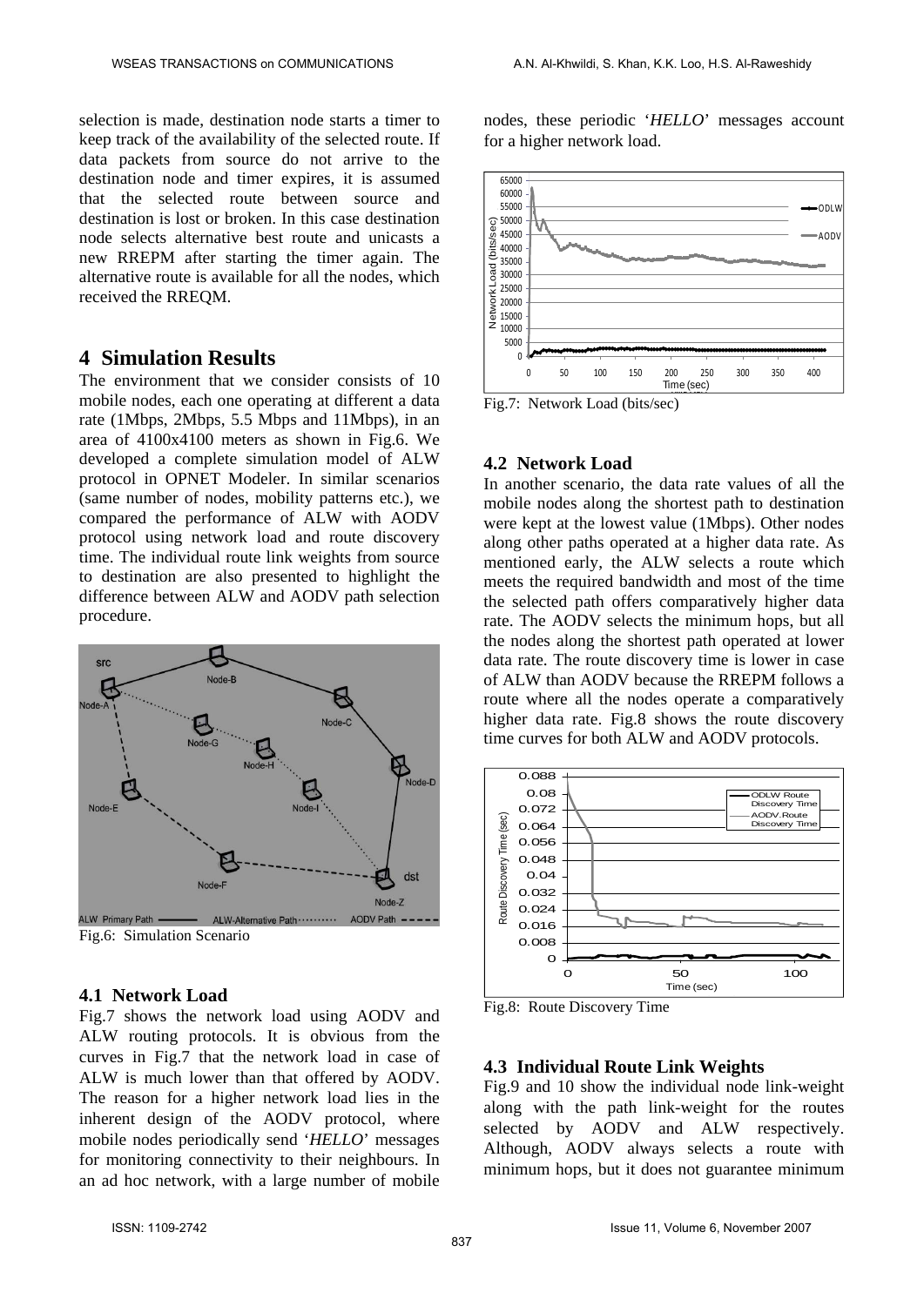selection is made, destination node starts a timer to keep track of the availability of the selected route. If data packets from source do not arrive to the destination node and timer expires, it is assumed that the selected route between source and destination is lost or broken. In this case destination node selects alternative best route and unicasts a new RREPM after starting the timer again. The alternative route is available for all the nodes, which received the RREQM.

## 4 Simulation Results

The environment that we consider consists of 10 mobile nodes, each one operating at different a data rate (1Mbps, 2Mbps, 5.5 Mbps and 11Mbps), in an area of 4100x4100 meters as shown in Fig.6. We developed a complete simulation model of ALW protocol in OPNET Modeler. In similar scenarios (same number of nodes, mobility patterns etc.), we compared the performance of ALW with AODV protocol using network load and route discovery time. The individual route link weights from source to destination are also presented to highlight the difference between ALW and AODV path selection procedure.

Fig.6: Simulation Scenario

### 4.1 Network Load

Fig.7 shows the network load using AODV and ALW routing protocols. It is obvious from the curves in Fig.7 that the network load in case of ALW is much lower than that offered by AODV. The reason for a higher network load lies in the inherent design of the AODV protocol, where mobile nodes periodically send '*HELLO*' messages for monitoring connectivity to their neighbours. In an ad hoc network, with a large number of mobile nodes, these periodic '*HELLO*' messages account for a higher network load.

Fig.7: Network Load (bits/sec)

### 4.2 Network Load

In another scenario, the data rate values of all the mobile nodes along the shortest path to destination were kept at the lowest value (1Mbps). Other nodes along other paths operated at a higher data rate. As mentioned early, the ALW selects a route which meets the required bandwidth and most of the time the selected path offers comparatively higher data rate. The AODV selects the minimum hops, but all the nodes along the shortest path operated at lower data rate. The route discovery time is lower in case of ALW than AODV because the RREPM follows a route where all the nodes operate a comparatively higher data rate. Fig.8 shows the route discovery time curves for both ALW and AODV protocols.

Fig.8: Route Discovery Time

### 4.3 Individual Route Link Weights

Fig.9 and 10 show the individual node link-weight along with the path link-weight for the routes selected by AODV and ALW respectively. Although, AODV always selects a route with minimum hops, but it does not guarantee minimum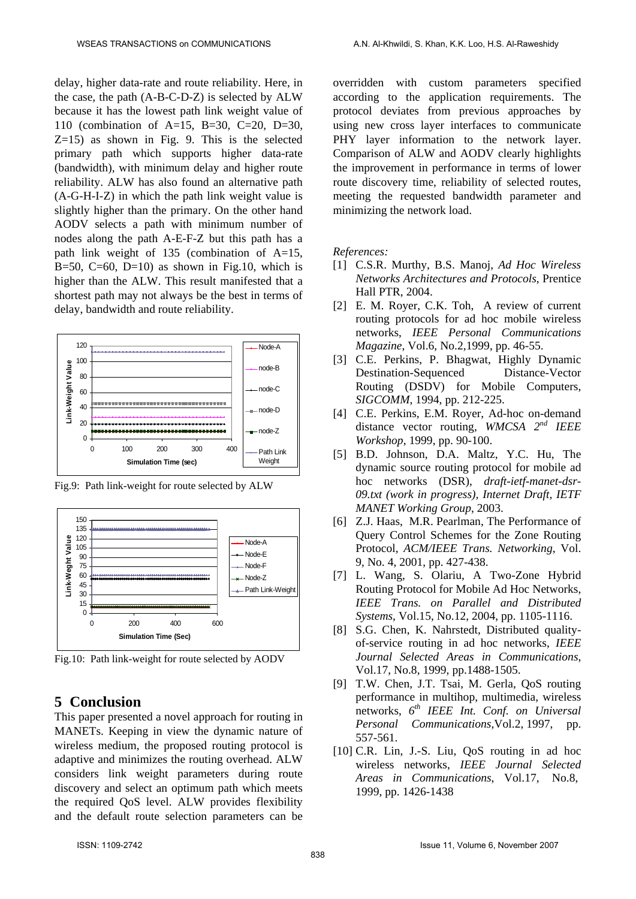delay, higher data-rate and route reliability. Here, in the case, the path (A-B-C-D-Z) is selected by ALW because it has the lowest path link weight value of 110 (combination of A=15, B=30, C=20, D=30, Z=15) as shown in Fig. 9. This is the selected primary path which supports higher data-rate (bandwidth), with minimum delay and higher route reliability. ALW has also found an alternative path (A-G-H-I-Z) in which the path link weight value is slightly higher than the primary. On the other hand AODV selects a path with minimum number of nodes along the path A-E-F-Z but this path has a path link weight of 135 (combination of A=15, B=50, C=60, D=10) as shown in Fig.10, which is higher than the ALW. This result manifested that a shortest path may not always be the best in terms of delay, bandwidth and route reliability.

Fig.9: Path link-weight for route selected by ALW

Fig.10: Path link-weight for route selected by AODV

## 5 Conclusion

This paper presented a novel approach for routing in MANETs. Keeping in view the dynamic nature of wireless medium, the proposed routing protocol is adaptive and minimizes the routing overhead. ALW considers link weight parameters during route discovery and select an optimum path which meets the required QoS level. ALW provides flexibility and the default route selection parameters can be overridden with custom parameters specified according to the application requirements. The protocol deviates from previous approaches by using new cross layer interfaces to communicate PHY layer information to the network layer. Comparison of ALW and AODV clearly highlights the improvement in performance in terms of lower route discovery time, reliability of selected routes, meeting the requested bandwidth parameter and minimizing the network load.

*References:*

[1] C.S.R. Murthy, B.S. Manoj, *Ad Hoc Wireless Networks Architectures and Protocols*, Prentice Hall PTR, 2004.

[2] E. M. Royer, C.K. Toh, A review of current routing protocols for ad hoc mobile wireless networks, *IEEE Personal Communications Magazine*, Vol.6, No.2,1999, pp. 46-55.

[3] C.E. Perkins, P. Bhagwat, Highly Dynamic Destination-Sequenced Distance-Vector Routing (DSDV) for Mobile Computers, *SIGCOMM*, 1994, pp. 212-225.

[4] C.E. Perkins, E.M. Royer, Ad-hoc on-demand distance vector routing, *WMCSA 2nd IEEE Workshop*, 1999, pp. 90-100.

[5] B.D. Johnson, D.A. Maltz, Y.C. Hu, The dynamic source routing protocol for mobile ad hoc networks (DSR), *draft-ietf-manet-dsr-09.txt (work in progress), Internet Draft, IETF MANET Working Group*, 2003.

[6] Z.J. Haas, M.R. Pearlman, The Performance of Query Control Schemes for the Zone Routing Protocol, *ACM/IEEE Trans. Networking*, Vol. 9, No. 4, 2001, pp. 427-438.

[7] L. Wang, S. Olariu, A Two-Zone Hybrid Routing Protocol for Mobile Ad Hoc Networks, *IEEE Trans. on Parallel and Distributed Systems*, Vol.15, No.12, 2004, pp. 1105-1116.

[8] S.G. Chen, K. Nahrstedt, Distributed quality-of-service routing in ad hoc networks, *IEEE Journal Selected Areas in Communications*, Vol.17, No.8, 1999, pp.1488-1505.

[9] T.W. Chen, J.T. Tsai, M. Gerla, QoS routing performance in multihop, multimedia, wireless networks, *6th IEEE Int. Conf. on Universal Personal Communications*, Vol.2, 1997, pp. 557-561.

[10] C.R. Lin, J.-S. Liu, QoS routing in ad hoc wireless networks, *IEEE Journal Selected Areas in Communications*, Vol.17, No.8, 1999, pp. 1426-1438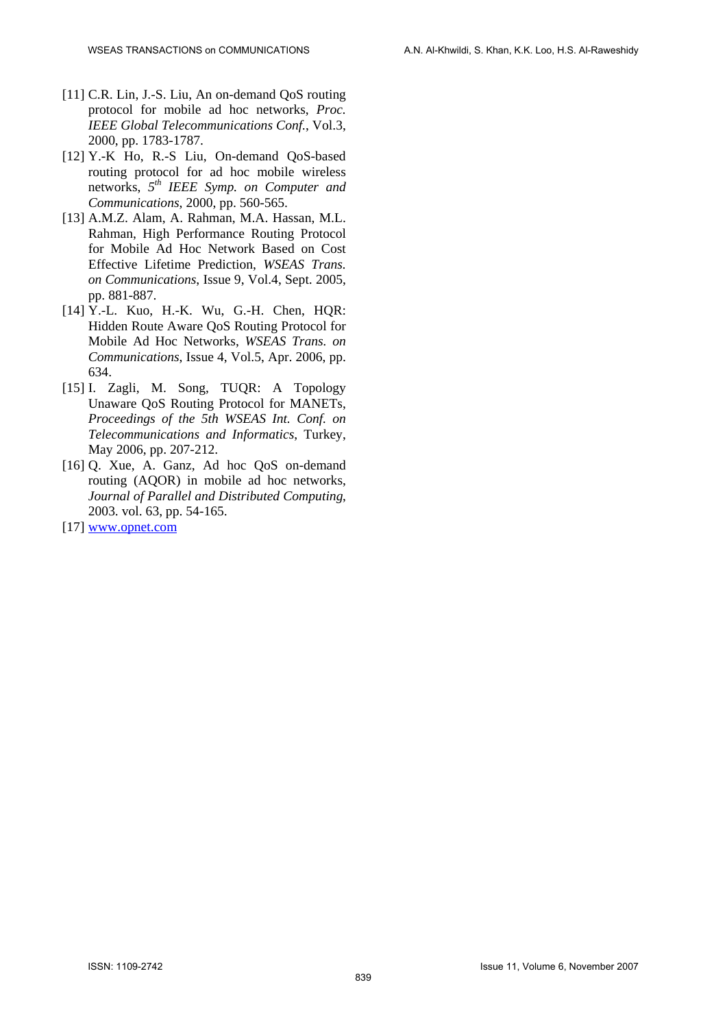[11] C.R. Lin, J.-S. Liu, An on-demand QoS routing protocol for mobile ad hoc networks, *Proc. IEEE Global Telecommunications Conf.*, Vol.3, 2000, pp. 1783-1787.

[12] Y.-K Ho, R.-S Liu, On-demand QoS-based routing protocol for ad hoc mobile wireless networks, *5th IEEE Symp. on Computer and Communications*, 2000, pp. 560-565.

[13] A.M.Z. Alam, A. Rahman, M.A. Hassan, M.L. Rahman, High Performance Routing Protocol for Mobile Ad Hoc Network Based on Cost Effective Lifetime Prediction, *WSEAS Trans. on Communications*, Issue 9, Vol.4, Sept. 2005, pp. 881-887.

[14] Y.-L. Kuo, H.-K. Wu, G.-H. Chen, HQR: Hidden Route Aware QoS Routing Protocol for Mobile Ad Hoc Networks, *WSEAS Trans. on Communications*, Issue 4, Vol.5, Apr. 2006, pp. 634.

[15] I. Zagli, M. Song, TUQR: A Topology Unaware QoS Routing Protocol for MANETs, *Proceedings of the 5th WSEAS Int. Conf. on Telecommunications and Informatics*, Turkey, May 2006, pp. 207-212.

[16] Q. Xue, A. Ganz, Ad hoc QoS on-demand routing (AQOR) in mobile ad hoc networks, *Journal of Parallel and Distributed Computing*, 2003. vol. 63, pp. 54-165.

[17] www.opnet.com